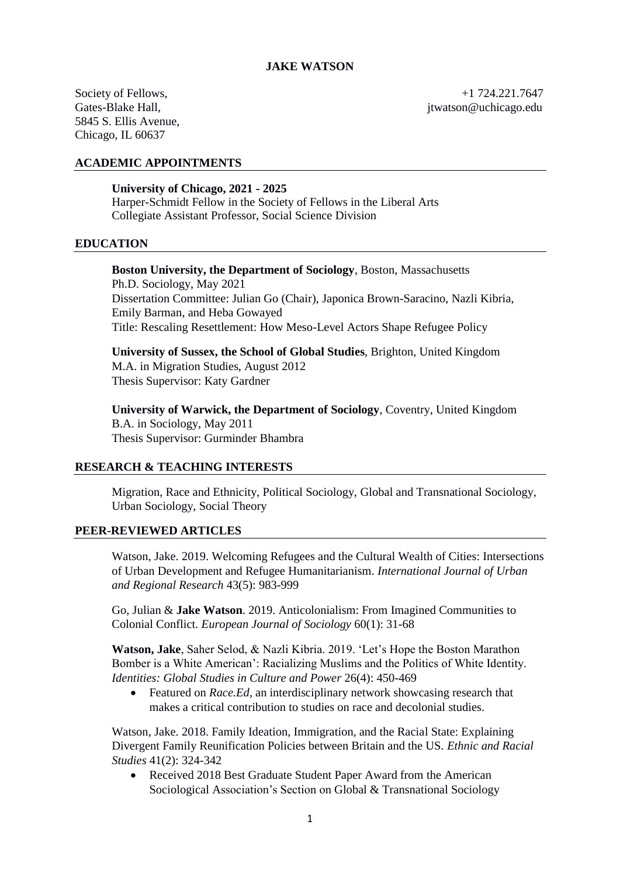# JAKE WATSON

Society of Fellows,
Gates-Blake Hall,
5845 S. Ellis Avenue,
Chicago, IL 60637

+1 724.221.7647
jtwatson@uchicago.edu

## ACADEMIC APPOINTMENTS

**University of Chicago, 2021 - 2025**
Harper-Schmidt Fellow in the Society of Fellows in the Liberal Arts
Collegiate Assistant Professor, Social Science Division

## EDUCATION

**Boston University, the Department of Sociology**, Boston, Massachusetts
Ph.D. Sociology, May 2021
Dissertation Committee: Julian Go (Chair), Japonica Brown-Saracino, Nazli Kibria, Emily Barman, and Heba Gowayed
Title: Rescaling Resettlement: How Meso-Level Actors Shape Refugee Policy

**University of Sussex, the School of Global Studies**, Brighton, United Kingdom
M.A. in Migration Studies, August 2012
Thesis Supervisor: Katy Gardner

**University of Warwick, the Department of Sociology**, Coventry, United Kingdom
B.A. in Sociology, May 2011
Thesis Supervisor: Gurminder Bhambra

## RESEARCH & TEACHING INTERESTS

Migration, Race and Ethnicity, Political Sociology, Global and Transnational Sociology, Urban Sociology, Social Theory

## PEER-REVIEWED ARTICLES

Watson, Jake. 2019. Welcoming Refugees and the Cultural Wealth of Cities: Intersections of Urban Development and Refugee Humanitarianism. *International Journal of Urban and Regional Research* 43(5): 983-999

Go, Julian & **Jake Watson**. 2019. Anticolonialism: From Imagined Communities to Colonial Conflict. *European Journal of Sociology* 60(1): 31-68

**Watson, Jake**, Saher Selod, & Nazli Kibria. 2019. 'Let's Hope the Boston Marathon Bomber is a White American': Racializing Muslims and the Politics of White Identity. *Identities: Global Studies in Culture and Power* 26(4): 450-469

- Featured on *Race.Ed*, an interdisciplinary network showcasing research that makes a critical contribution to studies on race and decolonial studies.

Watson, Jake. 2018. Family Ideation, Immigration, and the Racial State: Explaining Divergent Family Reunification Policies between Britain and the US. *Ethnic and Racial Studies* 41(2): 324-342

- Received 2018 Best Graduate Student Paper Award from the American Sociological Association's Section on Global & Transnational Sociology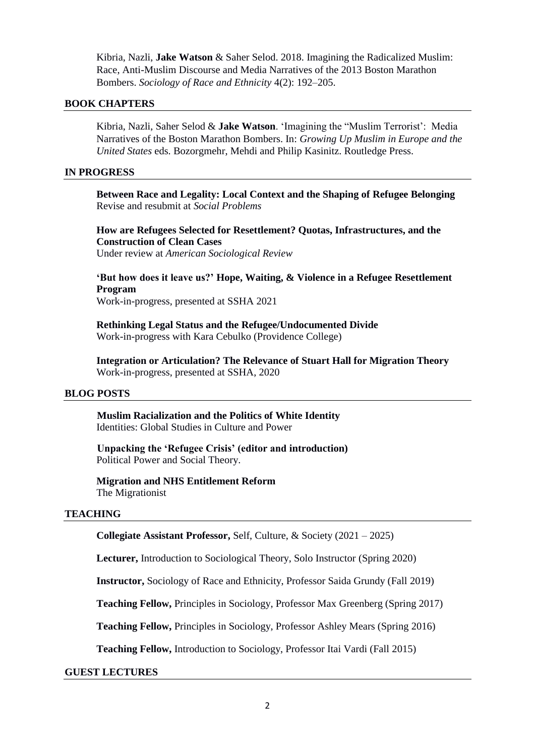Kibria, Nazli, **Jake Watson** & Saher Selod. 2018. Imagining the Radicalized Muslim: Race, Anti-Muslim Discourse and Media Narratives of the 2013 Boston Marathon Bombers. *Sociology of Race and Ethnicity* 4(2): 192–205.

## BOOK CHAPTERS

Kibria, Nazli, Saher Selod & **Jake Watson**. 'Imagining the "Muslim Terrorist': Media Narratives of the Boston Marathon Bombers. In: *Growing Up Muslim in Europe and the United States* eds. Bozorgmehr, Mehdi and Philip Kasinitz. Routledge Press.

## IN PROGRESS

**Between Race and Legality: Local Context and the Shaping of Refugee Belonging**
Revise and resubmit at *Social Problems*

**How are Refugees Selected for Resettlement? Quotas, Infrastructures, and the Construction of Clean Cases**
Under review at *American Sociological Review*

**'But how does it leave us?' Hope, Waiting, & Violence in a Refugee Resettlement Program**
Work-in-progress, presented at SSHA 2021

**Rethinking Legal Status and the Refugee/Undocumented Divide**
Work-in-progress with Kara Cebulko (Providence College)

**Integration or Articulation? The Relevance of Stuart Hall for Migration Theory**
Work-in-progress, presented at SSHA, 2020

## BLOG POSTS

**Muslim Racialization and the Politics of White Identity**
Identities: Global Studies in Culture and Power

**Unpacking the 'Refugee Crisis' (editor and introduction)**
Political Power and Social Theory.

**Migration and NHS Entitlement Reform**
The Migrationist

## TEACHING

**Collegiate Assistant Professor,** Self, Culture, & Society (2021 – 2025)

**Lecturer,** Introduction to Sociological Theory, Solo Instructor (Spring 2020)

**Instructor,** Sociology of Race and Ethnicity, Professor Saida Grundy (Fall 2019)

**Teaching Fellow,** Principles in Sociology, Professor Max Greenberg (Spring 2017)

**Teaching Fellow,** Principles in Sociology, Professor Ashley Mears (Spring 2016)

**Teaching Fellow,** Introduction to Sociology, Professor Itai Vardi (Fall 2015)

## GUEST LECTURES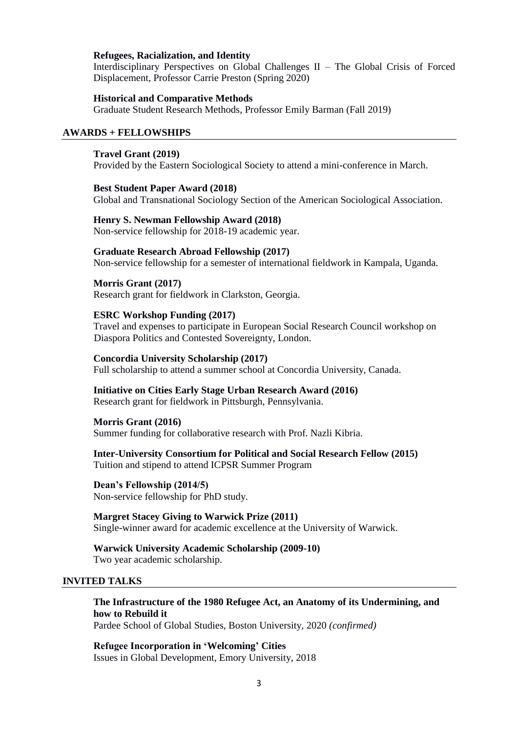**Refugees, Racialization, and Identity**
Interdisciplinary Perspectives on Global Challenges II – The Global Crisis of Forced Displacement, Professor Carrie Preston (Spring 2020)

**Historical and Comparative Methods**
Graduate Student Research Methods, Professor Emily Barman (Fall 2019)

## AWARDS + FELLOWSHIPS

**Travel Grant (2019)**
Provided by the Eastern Sociological Society to attend a mini-conference in March.

**Best Student Paper Award (2018)**
Global and Transnational Sociology Section of the American Sociological Association.

**Henry S. Newman Fellowship Award (2018)**
Non-service fellowship for 2018-19 academic year.

**Graduate Research Abroad Fellowship (2017)**
Non-service fellowship for a semester of international fieldwork in Kampala, Uganda.

**Morris Grant (2017)**
Research grant for fieldwork in Clarkston, Georgia.

**ESRC Workshop Funding (2017)**
Travel and expenses to participate in European Social Research Council workshop on Diaspora Politics and Contested Sovereignty, London.

**Concordia University Scholarship (2017)**
Full scholarship to attend a summer school at Concordia University, Canada.

**Initiative on Cities Early Stage Urban Research Award (2016)**
Research grant for fieldwork in Pittsburgh, Pennsylvania.

**Morris Grant (2016)**
Summer funding for collaborative research with Prof. Nazli Kibria.

**Inter-University Consortium for Political and Social Research Fellow (2015)**
Tuition and stipend to attend ICPSR Summer Program

**Dean's Fellowship (2014/5)**
Non-service fellowship for PhD study.

**Margret Stacey Giving to Warwick Prize (2011)**
Single-winner award for academic excellence at the University of Warwick.

**Warwick University Academic Scholarship (2009-10)**
Two year academic scholarship.

## INVITED TALKS

**The Infrastructure of the 1980 Refugee Act, an Anatomy of its Undermining, and how to Rebuild it**
Pardee School of Global Studies, Boston University, 2020 *(confirmed)*

**Refugee Incorporation in 'Welcoming' Cities**
Issues in Global Development, Emory University, 2018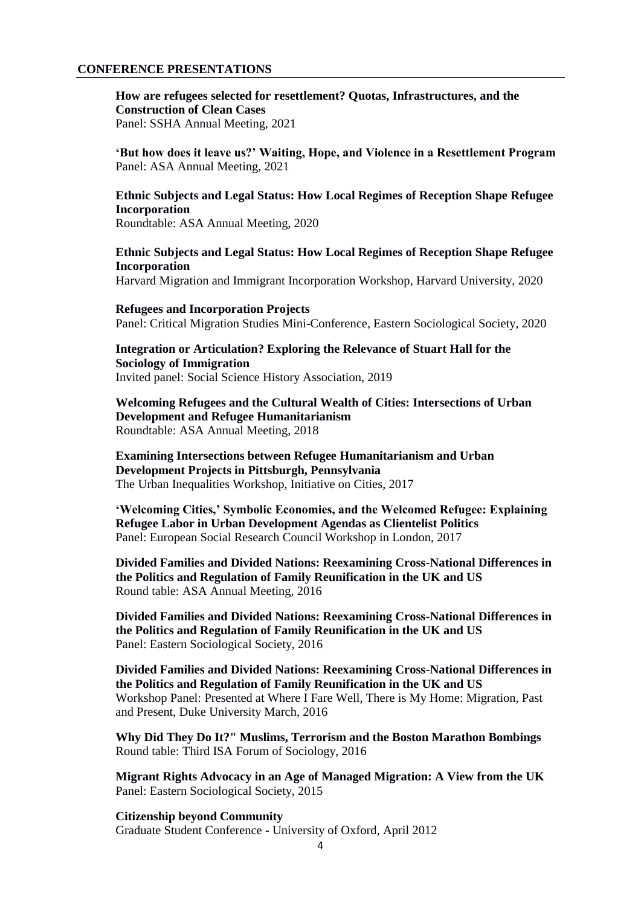## CONFERENCE PRESENTATIONS

**How are refugees selected for resettlement? Quotas, Infrastructures, and the Construction of Clean Cases**
Panel: SSHA Annual Meeting, 2021

**'But how does it leave us?' Waiting, Hope, and Violence in a Resettlement Program**
Panel: ASA Annual Meeting, 2021

**Ethnic Subjects and Legal Status: How Local Regimes of Reception Shape Refugee Incorporation**
Roundtable: ASA Annual Meeting, 2020

**Ethnic Subjects and Legal Status: How Local Regimes of Reception Shape Refugee Incorporation**
Harvard Migration and Immigrant Incorporation Workshop, Harvard University, 2020

**Refugees and Incorporation Projects**
Panel: Critical Migration Studies Mini-Conference, Eastern Sociological Society, 2020

**Integration or Articulation? Exploring the Relevance of Stuart Hall for the Sociology of Immigration**
Invited panel: Social Science History Association, 2019

**Welcoming Refugees and the Cultural Wealth of Cities: Intersections of Urban Development and Refugee Humanitarianism**
Roundtable: ASA Annual Meeting, 2018

**Examining Intersections between Refugee Humanitarianism and Urban Development Projects in Pittsburgh, Pennsylvania**
The Urban Inequalities Workshop, Initiative on Cities, 2017

**'Welcoming Cities,' Symbolic Economies, and the Welcomed Refugee: Explaining Refugee Labor in Urban Development Agendas as Clientelist Politics**
Panel: European Social Research Council Workshop in London, 2017

**Divided Families and Divided Nations: Reexamining Cross-National Differences in the Politics and Regulation of Family Reunification in the UK and US**
Round table: ASA Annual Meeting, 2016

**Divided Families and Divided Nations: Reexamining Cross-National Differences in the Politics and Regulation of Family Reunification in the UK and US**
Panel: Eastern Sociological Society, 2016

**Divided Families and Divided Nations: Reexamining Cross-National Differences in the Politics and Regulation of Family Reunification in the UK and US**
Workshop Panel: Presented at Where I Fare Well, There is My Home: Migration, Past and Present, Duke University March, 2016

**Why Did They Do It?" Muslims, Terrorism and the Boston Marathon Bombings**
Round table: Third ISA Forum of Sociology, 2016

**Migrant Rights Advocacy in an Age of Managed Migration: A View from the UK**
Panel: Eastern Sociological Society, 2015

**Citizenship beyond Community**
Graduate Student Conference - University of Oxford, April 2012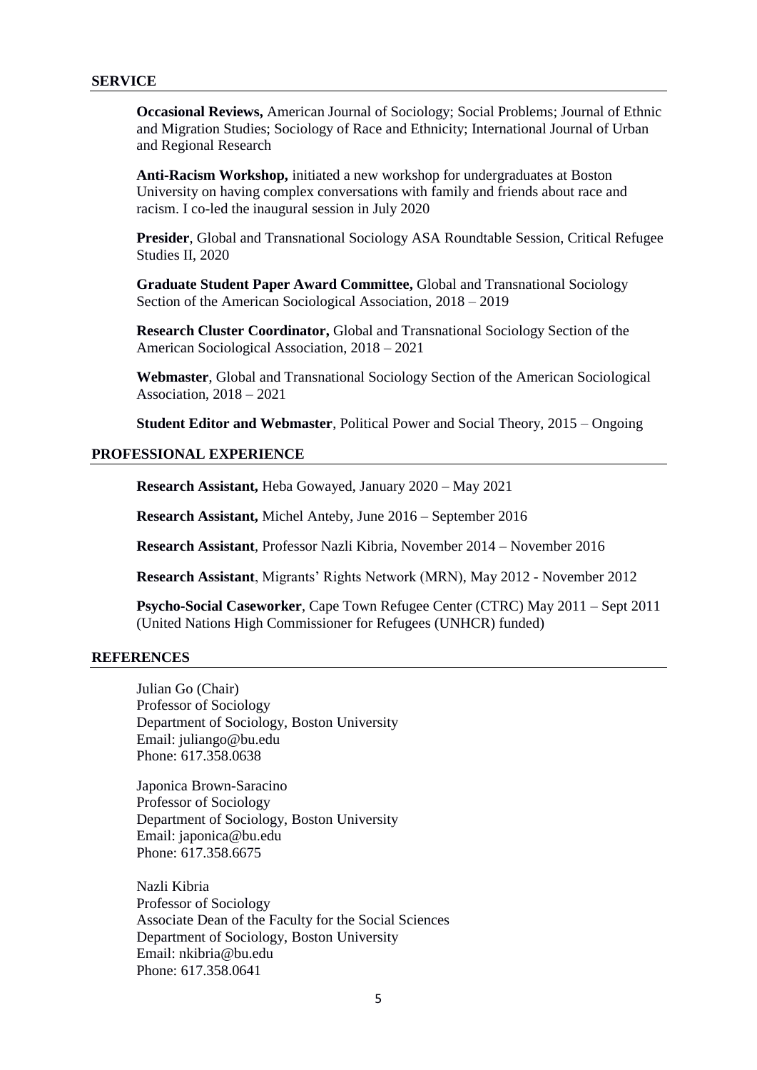## SERVICE

**Occasional Reviews,** American Journal of Sociology; Social Problems; Journal of Ethnic and Migration Studies; Sociology of Race and Ethnicity; International Journal of Urban and Regional Research

**Anti-Racism Workshop,** initiated a new workshop for undergraduates at Boston University on having complex conversations with family and friends about race and racism. I co-led the inaugural session in July 2020

**Presider**, Global and Transnational Sociology ASA Roundtable Session, Critical Refugee Studies II, 2020

**Graduate Student Paper Award Committee,** Global and Transnational Sociology Section of the American Sociological Association, 2018 – 2019

**Research Cluster Coordinator,** Global and Transnational Sociology Section of the American Sociological Association, 2018 – 2021

**Webmaster**, Global and Transnational Sociology Section of the American Sociological Association, 2018 – 2021

**Student Editor and Webmaster**, Political Power and Social Theory, 2015 – Ongoing

## PROFESSIONAL EXPERIENCE

**Research Assistant,** Heba Gowayed, January 2020 – May 2021

**Research Assistant,** Michel Anteby, June 2016 – September 2016

**Research Assistant**, Professor Nazli Kibria, November 2014 – November 2016

**Research Assistant**, Migrants' Rights Network (MRN), May 2012 - November 2012

**Psycho-Social Caseworker**, Cape Town Refugee Center (CTRC) May 2011 – Sept 2011 (United Nations High Commissioner for Refugees (UNHCR) funded)

## REFERENCES

Julian Go (Chair)
Professor of Sociology
Department of Sociology, Boston University
Email: juliango@bu.edu
Phone: 617.358.0638

Japonica Brown-Saracino
Professor of Sociology
Department of Sociology, Boston University
Email: japonica@bu.edu
Phone: 617.358.6675

Nazli Kibria
Professor of Sociology
Associate Dean of the Faculty for the Social Sciences
Department of Sociology, Boston University
Email: nkibria@bu.edu
Phone: 617.358.0641